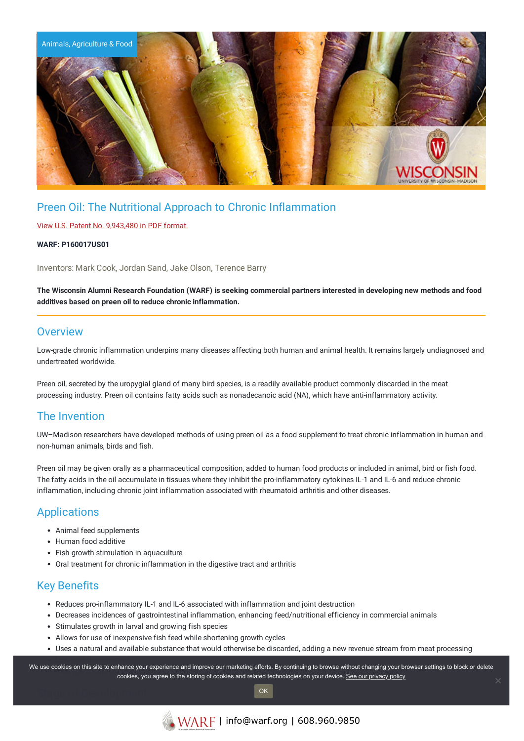Animals, Agriculture & Food

# Preen Oil: The Nutritional Approach to Chronic Inflammation

View U.S. Patent No. 9,943,480 in PDF format.

**WARF: P160017US01**

Inventors: Mark Cook, Jordan Sand, Jake Olson, Terence Barry

**The Wisconsin Alumni Research Foundation (WARF) is seeking commercial partners interested in developing new methods and food additives based on preen oil to reduce chronic inflammation.**

## Overview

Low-grade chronic inflammation underpins many diseases affecting both human and animal health. It remains largely undiagnosed and undertreated worldwide.

Preen oil, secreted by the uropygial gland of many bird species, is a readily available product commonly discarded in the meat processing industry. Preen oil contains fatty acids such as nonadecanoic acid (NA), which have anti-inflammatory activity.

## The Invention

UW–Madison researchers have developed methods of using preen oil as a food supplement to treat chronic inflammation in human and non-human animals, birds and fish.

Preen oil may be given orally as a pharmaceutical composition, added to human food products or included in animal, bird or fish food. The fatty acids in the oil accumulate in tissues where they inhibit the pro-inflammatory cytokines IL-1 and IL-6 and reduce chronic inflammation, including chronic joint inflammation associated with rheumatoid arthritis and other diseases.

## Applications

- Animal feed supplements
- Human food additive
- Fish growth stimulation in aquaculture
- Oral treatment for chronic inflammation in the digestive tract and arthritis

## Key Benefits

- Reduces pro-inflammatory IL-1 and IL-6 associated with inflammation and joint destruction
- Decreases incidences of gastrointestinal inflammation, enhancing feed/nutritional efficiency in commercial animals
- Stimulates growth in larval and growing fish species
- Allows for use of inexpensive fish feed while shortening growth cycles
- Uses a natural and available substance that would otherwise be discarded, adding a new revenue stream from meat processing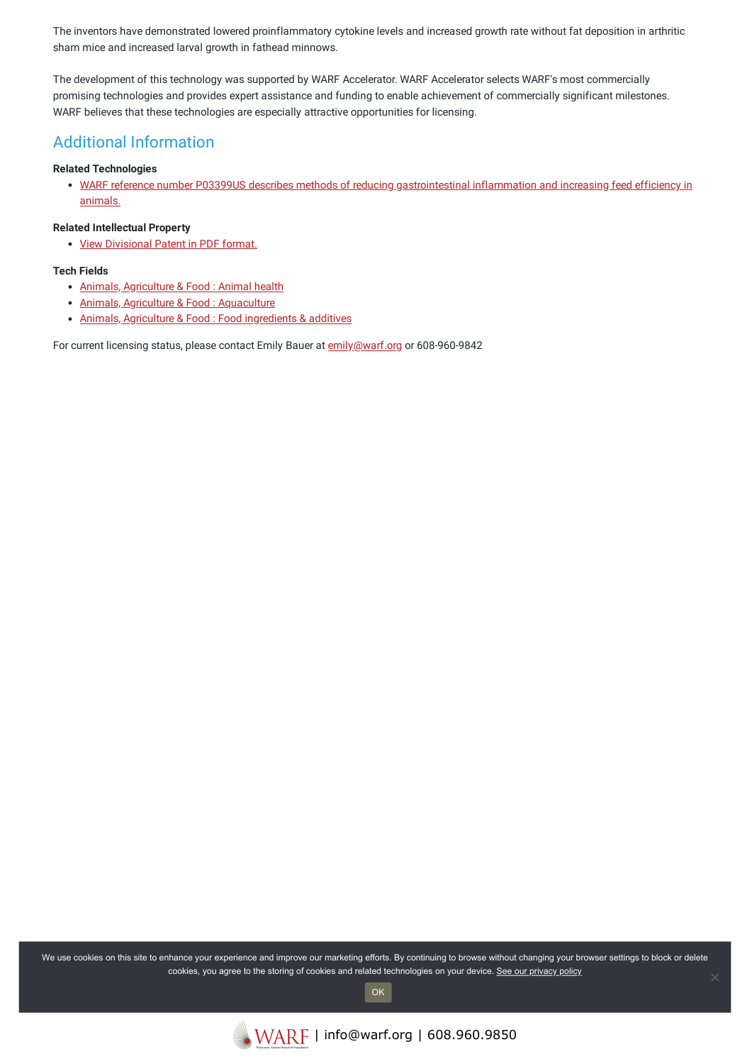The inventors have demonstrated lowered proinflammatory cytokine levels and increased growth rate without fat deposition in arthritic sham mice and increased larval growth in fathead minnows.

The development of this technology was supported by WARF Accelerator. WARF Accelerator selects WARF's most commercially promising technologies and provides expert assistance and funding to enable achievement of commercially significant milestones. WARF believes that these technologies are especially attractive opportunities for licensing.

## Additional Information

**Related Technologies**

- WARF reference number P03399US describes methods of reducing gastrointestinal inflammation and increasing feed efficiency in animals.

**Related Intellectual Property**

- View Divisional Patent in PDF format.

**Tech Fields**

- Animals, Agriculture & Food : Animal health
- Animals, Agriculture & Food : Aquaculture
- Animals, Agriculture & Food : Food ingredients & additives

For current licensing status, please contact Emily Bauer at emily@warf.org or 608-960-9842